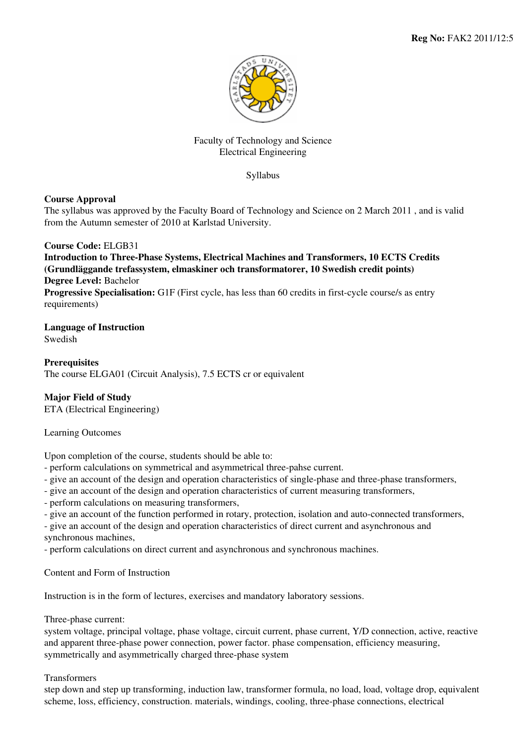**Reg No:** FAK2 2011/12:5

Faculty of Technology and Science
Electrical Engineering

Syllabus

**Course Approval**
The syllabus was approved by the Faculty Board of Technology and Science on 2 March 2011 , and is valid from the Autumn semester of 2010 at Karlstad University.

**Course Code:** ELGB31
**Introduction to Three-Phase Systems, Electrical Machines and Transformers, 10 ECTS Credits (Grundläggande trefassystem, elmaskiner och transformatorer, 10 Swedish credit points)**
**Degree Level:** Bachelor
**Progressive Specialisation:** G1F (First cycle, has less than 60 credits in first-cycle course/s as entry requirements)

**Language of Instruction**
Swedish

**Prerequisites**
The course ELGA01 (Circuit Analysis), 7.5 ECTS cr or equivalent

**Major Field of Study**
ETA (Electrical Engineering)

Learning Outcomes

Upon completion of the course, students should be able to:
- perform calculations on symmetrical and asymmetrical three-pahse current.
- give an account of the design and operation characteristics of single-phase and three-phase transformers,
- give an account of the design and operation characteristics of current measuring transformers,
- perform calculations on measuring transformers,
- give an account of the function performed in rotary, protection, isolation and auto-connected transformers,
- give an account of the design and operation characteristics of direct current and asynchronous and synchronous machines,
- perform calculations on direct current and asynchronous and synchronous machines.

Content and Form of Instruction

Instruction is in the form of lectures, exercises and mandatory laboratory sessions.

Three-phase current:
system voltage, principal voltage, phase voltage, circuit current, phase current, Y/D connection, active, reactive and apparent three-phase power connection, power factor. phase compensation, efficiency measuring, symmetrically and asymmetrically charged three-phase system

Transformers
step down and step up transforming, induction law, transformer formula, no load, load, voltage drop, equivalent scheme, loss, efficiency, construction. materials, windings, cooling, three-phase connections, electrical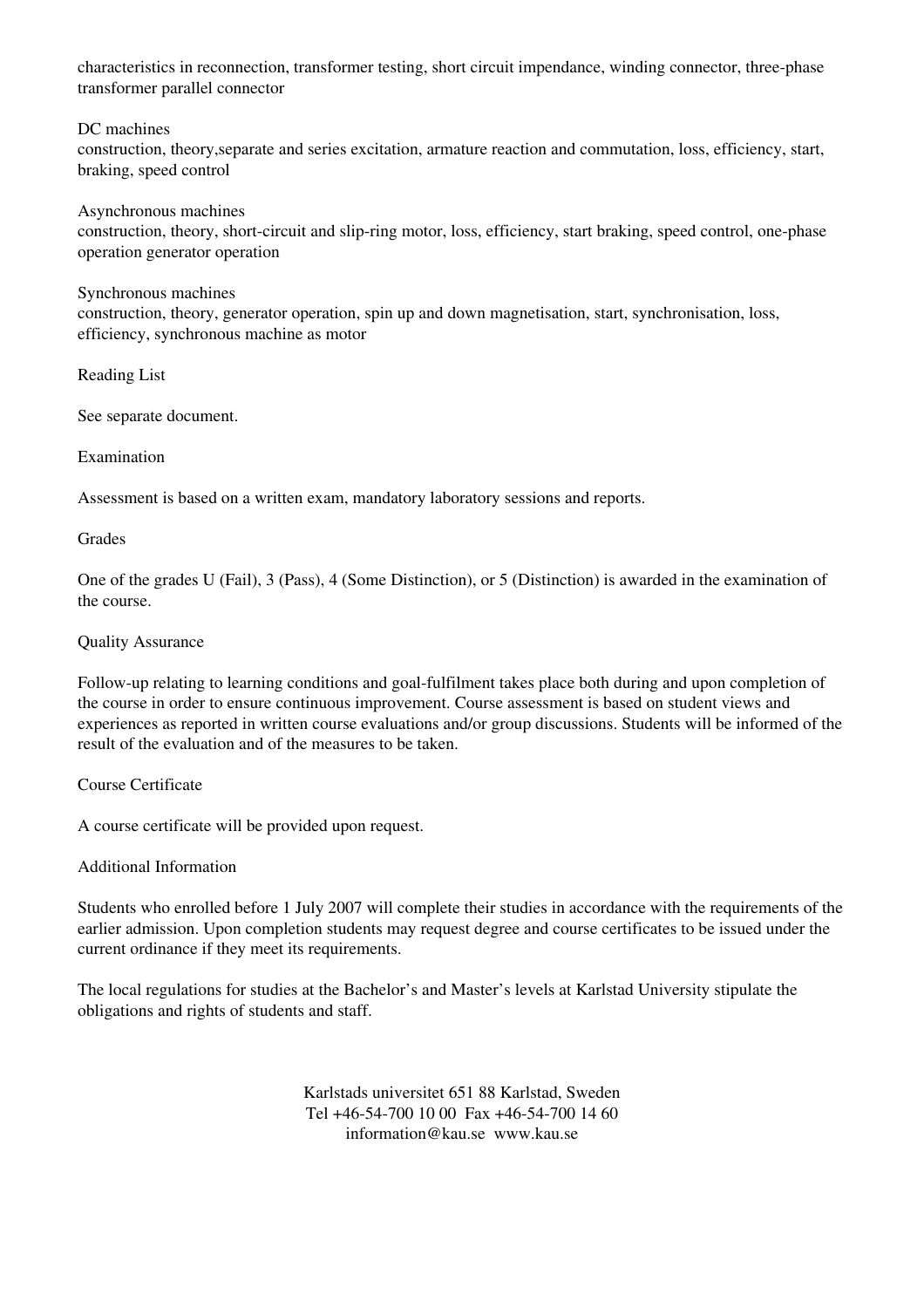characteristics in reconnection, transformer testing, short circuit impendance, winding connector, three-phase transformer parallel connector

DC machines
construction, theory,separate and series excitation, armature reaction and commutation, loss, efficiency, start, braking, speed control

Asynchronous machines
construction, theory, short-circuit and slip-ring motor, loss, efficiency, start braking, speed control, one-phase operation generator operation

Synchronous machines
construction, theory, generator operation, spin up and down magnetisation, start, synchronisation, loss, efficiency, synchronous machine as motor

## Reading List

See separate document.

## Examination

Assessment is based on a written exam, mandatory laboratory sessions and reports.

## Grades

One of the grades U (Fail), 3 (Pass), 4 (Some Distinction), or 5 (Distinction) is awarded in the examination of the course.

## Quality Assurance

Follow-up relating to learning conditions and goal-fulfilment takes place both during and upon completion of the course in order to ensure continuous improvement. Course assessment is based on student views and experiences as reported in written course evaluations and/or group discussions. Students will be informed of the result of the evaluation and of the measures to be taken.

## Course Certificate

A course certificate will be provided upon request.

## Additional Information

Students who enrolled before 1 July 2007 will complete their studies in accordance with the requirements of the earlier admission. Upon completion students may request degree and course certificates to be issued under the current ordinance if they meet its requirements.

The local regulations for studies at the Bachelor's and Master's levels at Karlstad University stipulate the obligations and rights of students and staff.

Karlstads universitet 651 88 Karlstad, Sweden
Tel +46-54-700 10 00 Fax +46-54-700 14 60
information@kau.se www.kau.se